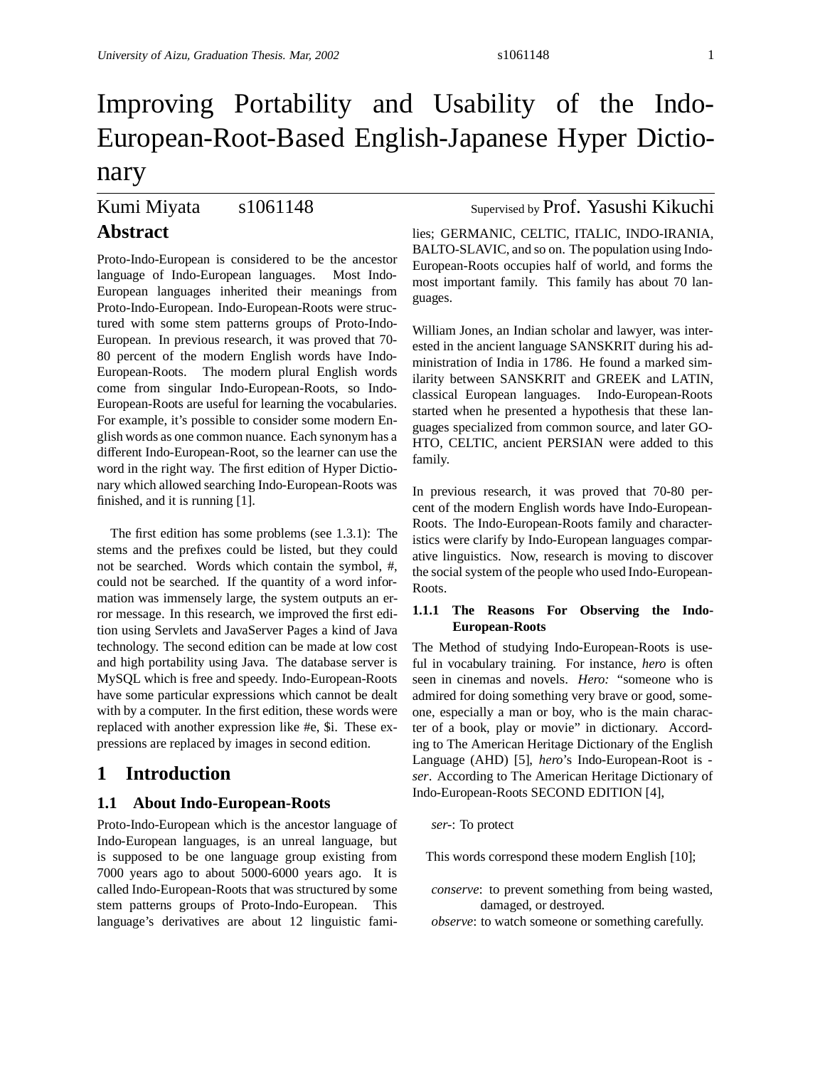# Improving Portability and Usability of the Indo-European-Root-Based English-Japanese Hyper Dictionary

Kumi Miyata s1061148 Supervised by Prof. Yasushi Kikuchi

## Abstract

Proto-Indo-European is considered to be the ancestor language of Indo-European languages. Most Indo-European languages inherited their meanings from Proto-Indo-European. Indo-European-Roots were structured with some stem patterns groups of Proto-Indo-European. In previous research, it was proved that 70-80 percent of the modern English words have Indo-European-Roots. The modern plural English words come from singular Indo-European-Roots, so Indo-European-Roots are useful for learning the vocabularies. For example, it's possible to consider some modern English words as one common nuance. Each synonym has a different Indo-European-Root, so the learner can use the word in the right way. The first edition of Hyper Dictionary which allowed searching Indo-European-Roots was finished, and it is running [1].

The first edition has some problems (see 1.3.1): The stems and the prefixes could be listed, but they could not be searched. Words which contain the symbol, #, could not be searched. If the quantity of a word information was immensely large, the system outputs an error message. In this research, we improved the first edition using Servlets and JavaServer Pages a kind of Java technology. The second edition can be made at low cost and high portability using Java. The database server is MySQL which is free and speedy. Indo-European-Roots have some particular expressions which cannot be dealt with by a computer. In the first edition, these words were replaced with another expression like #e, $i. These expressions are replaced by images in second edition.

## 1 Introduction

### 1.1 About Indo-European-Roots

Proto-Indo-European which is the ancestor language of Indo-European languages, is an unreal language, but is supposed to be one language group existing from 7000 years ago to about 5000-6000 years ago. It is called Indo-European-Roots that was structured by some stem patterns groups of Proto-Indo-European. This language's derivatives are about 12 linguistic families; GERMANIC, CELTIC, ITALIC, INDO-IRANIA, BALTO-SLAVIC, and so on. The population using Indo-European-Roots occupies half of world, and forms the most important family. This family has about 70 languages.

William Jones, an Indian scholar and lawyer, was interested in the ancient language SANSKRIT during his administration of India in 1786. He found a marked similarity between SANSKRIT and GREEK and LATIN, classical European languages. Indo-European-Roots started when he presented a hypothesis that these languages specialized from common source, and later GOHTO, CELTIC, ancient PERSIAN were added to this family.

In previous research, it was proved that 70-80 percent of the modern English words have Indo-European-Roots. The Indo-European-Roots family and characteristics were clarify by Indo-European languages comparative linguistics. Now, research is moving to discover the social system of the people who used Indo-European-Roots.

#### 1.1.1 The Reasons For Observing the Indo-European-Roots

The Method of studying Indo-European-Roots is useful in vocabulary training. For instance, *hero* is often seen in cinemas and novels. *Hero:* "someone who is admired for doing something very brave or good, someone, especially a man or boy, who is the main character of a book, play or movie" in dictionary. According to The American Heritage Dictionary of the English Language (AHD) [5], *hero*'s Indo-European-Root is *-ser*. According to The American Heritage Dictionary of Indo-European-Roots SECOND EDITION [4],

*ser-*: To protect

This words correspond these modern English [10];

*conserve*: to prevent something from being wasted, damaged, or destroyed.
*observe*: to watch someone or something carefully.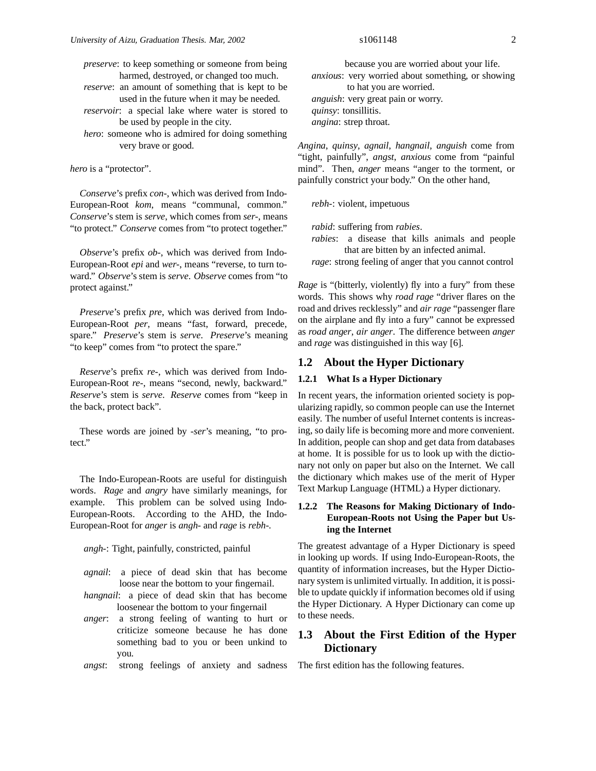*preserve*: to keep something or someone from being harmed, destroyed, or changed too much.
*reserve*: an amount of something that is kept to be used in the future when it may be needed.
*reservoir*: a special lake where water is stored to be used by people in the city.
*hero*: someone who is admired for doing something very brave or good.

*hero* is a "protector".

*Conserve*'s prefix *con-*, which was derived from Indo-European-Root *kom*, means "communal, common." *Conserve*'s stem is *serve*, which comes from *ser-*, means "to protect." *Conserve* comes from "to protect together."

*Observe*'s prefix *ob-*, which was derived from Indo-European-Root *epi* and *wer-*, means "reverse, to turn toward." *Observe*'s stem is *serve*. *Observe* comes from "to protect against."

*Preserve*'s prefix *pre*, which was derived from Indo-European-Root *per*, means "fast, forward, precede, spare." *Preserve*'s stem is *serve*. *Preserve*'s meaning "to keep" comes from "to protect the spare."

*Reserve*'s prefix *re-*, which was derived from Indo-European-Root *re-*, means "second, newly, backward." *Reserve*'s stem is *serve*. *Reserve* comes from "keep in the back, protect back".

These words are joined by *-ser*'s meaning, "to protect."

The Indo-European-Roots are useful for distinguish words. *Rage* and *angry* have similarly meanings, for example. This problem can be solved using Indo-European-Roots. According to the AHD, the Indo-European-Root for *anger* is *angh-* and *rage* is *rebh-*.

*angh-*: Tight, painfully, constricted, painful

*agnail*: a piece of dead skin that has become loose near the bottom to your fingernail.
*hangnail*: a piece of dead skin that has become loosenear the bottom to your fingernail
*anger*: a strong feeling of wanting to hurt or criticize someone because he has done something bad to you or been unkind to you.
*angst*: strong feelings of anxiety and sadness because you are worried about your life.
*anxious*: very worried about something, or showing to hat you are worried.
*anguish*: very great pain or worry.
*quinsy*: tonsillitis.
*angina*: strep throat.

*Angina*, *quinsy*, *agnail*, *hangnail*, *anguish* come from "tight, painfully", *angst*, *anxious* come from "painful mind". Then, *anger* means "anger to the torment, or painfully constrict your body." On the other hand,

*rebh-*: violent, impetuous

*rabid*: suffering from *rabies*.
*rabies*: a disease that kills animals and people that are bitten by an infected animal.
*rage*: strong feeling of anger that you cannot control

*Rage* is "(bitterly, violently) fly into a fury" from these words. This shows why *road rage* "driver flares on the road and drives recklessly" and *air rage* "passenger flare on the airplane and fly into a fury" cannot be expressed as *road anger*, *air anger*. The difference between *anger* and *rage* was distinguished in this way [6].

## 1.2 About the Hyper Dictionary

### 1.2.1 What Is a Hyper Dictionary

In recent years, the information oriented society is popularizing rapidly, so common people can use the Internet easily. The number of useful Internet contents is increasing, so daily life is becoming more and more convenient. In addition, people can shop and get data from databases at home. It is possible for us to look up with the dictionary not only on paper but also on the Internet. We call the dictionary which makes use of the merit of Hyper Text Markup Language (HTML) a Hyper dictionary.

### 1.2.2 The Reasons for Making Dictionary of Indo-European-Roots not Using the Paper but Using the Internet

The greatest advantage of a Hyper Dictionary is speed in looking up words. If using Indo-European-Roots, the quantity of information increases, but the Hyper Dictionary system is unlimited virtually. In addition, it is possible to update quickly if information becomes old if using the Hyper Dictionary. A Hyper Dictionary can come up to these needs.

## 1.3 About the First Edition of the Hyper Dictionary

The first edition has the following features.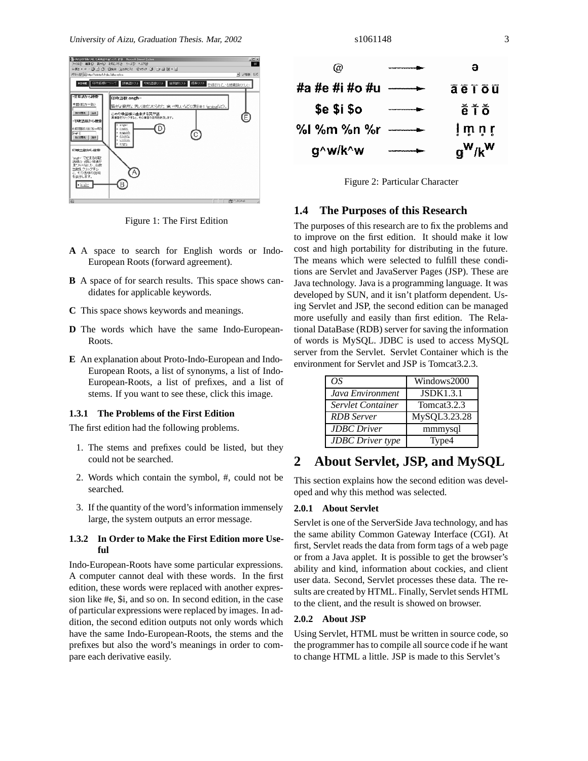Figure 1: The First Edition

**A** A space to search for English words or Indo-European Roots (forward agreement).

**B** A space of for search results. This space shows candidates for applicable keywords.

**C** This space shows keywords and meanings.

**D** The words which have the same Indo-European-Roots.

**E** An explanation about Proto-Indo-European and Indo-European Roots, a list of synonyms, a list of Indo-European-Roots, a list of prefixes, and a list of stems. If you want to see these, click this image.

#### 1.3.1 The Problems of the First Edition

The first edition had the following problems.

1. The stems and prefixes could be listed, but they could not be searched.
2. Words which contain the symbol, #, could not be searched.
3. If the quantity of the word's information immensely large, the system outputs an error message.

#### 1.3.2 In Order to Make the First Edition more Useful

Indo-European-Roots have some particular expressions. A computer cannot deal with these words. In the first edition, these words were replaced with another expression like #e, $i, and so on. In second edition, in the case of particular expressions were replaced by images. In addition, the second edition outputs not only words which have the same Indo-European-Roots, the stems and the prefixes but also the word's meanings in order to compare each derivative easily.

Figure 2: Particular Character

### 1.4 The Purposes of this Research

The purposes of this research are to fix the problems and to improve on the first edition. It should make it low cost and high portability for distributing in the future. The means which were selected to fulfill these conditions are Servlet and JavaServer Pages (JSP). These are Java technology. Java is a programming language. It was developed by SUN, and it isn't platform dependent. Using Servlet and JSP, the second edition can be managed more usefully and easily than first edition. The Relational DataBase (RDB) server for saving the information of words is MySQL. JDBC is used to access MySQL server from the Servlet. Servlet Container which is the environment for Servlet and JSP is Tomcat3.2.3.

| *OS* | Windows2000 |
|---|---|
| *Java Environment* | JSDK1.3.1 |
| *Servlet Container* | Tomcat3.2.3 |
| *RDB Server* | MySQL3.23.28 |
| *JDBC Driver* | mmmysql |
| *JDBC Driver type* | Type4 |

## 2 About Servlet, JSP, and MySQL

This section explains how the second edition was developed and why this method was selected.

#### 2.0.1 About Servlet

Servlet is one of the ServerSide Java technology, and has the same ability Common Gateway Interface (CGI). At first, Servlet reads the data from form tags of a web page or from a Java applet. It is possible to get the browser's ability and kind, information about cockies, and client user data. Second, Servlet processes these data. The results are created by HTML. Finally, Servlet sends HTML to the client, and the result is showed on browser.

#### 2.0.2 About JSP

Using Servlet, HTML must be written in source code, so the programmer has to compile all source code if he want to change HTML a little. JSP is made to this Servlet's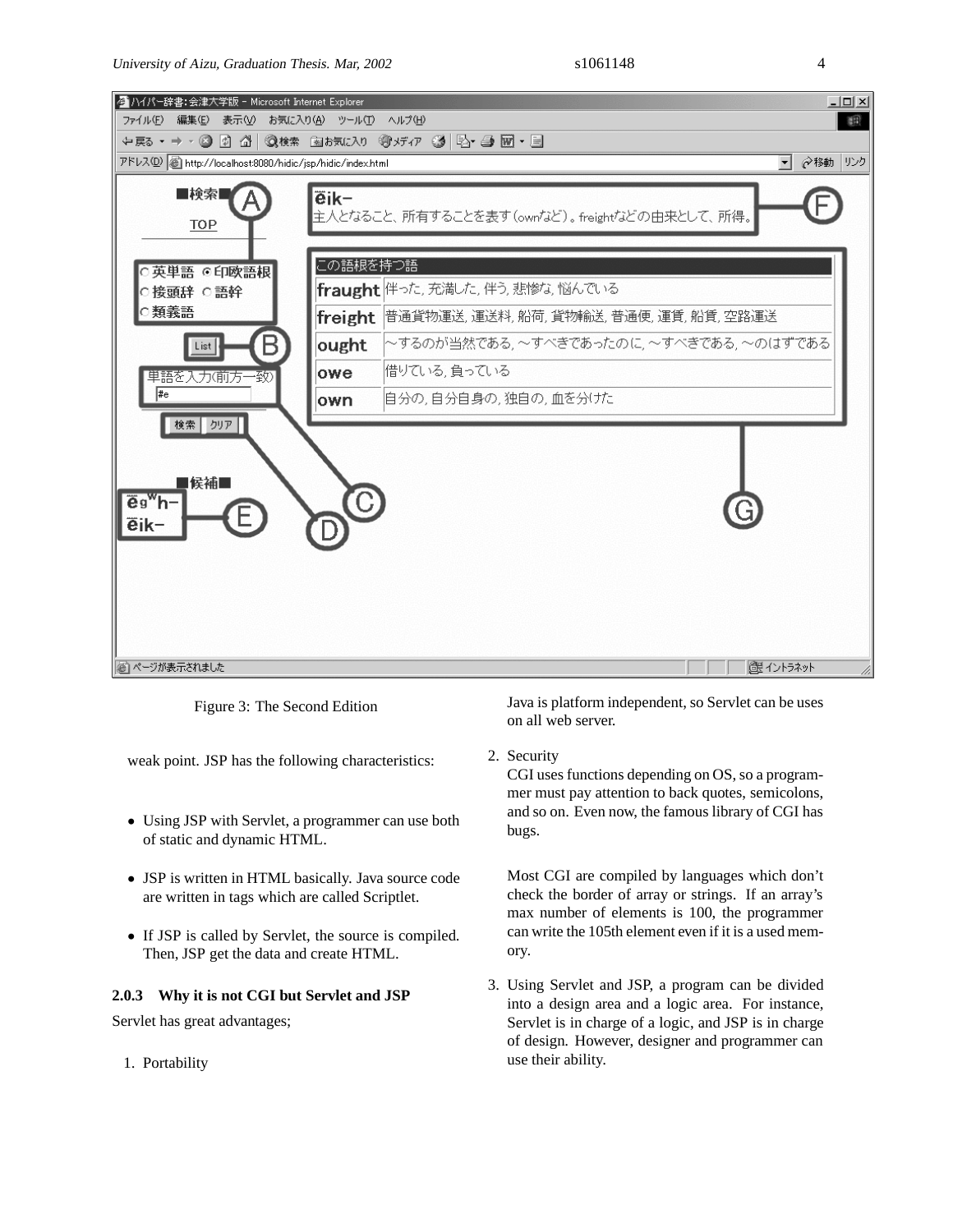Figure 3: The Second Edition

weak point. JSP has the following characteristics:

- Using JSP with Servlet, a programmer can use both of static and dynamic HTML.
- JSP is written in HTML basically. Java source code are written in tags which are called Scriptlet.
- If JSP is called by Servlet, the source is compiled. Then, JSP get the data and create HTML.

### 2.0.3 Why it is not CGI but Servlet and JSP

Servlet has great advantages;

1. Portability

   Java is platform independent, so Servlet can be uses on all web server.

2. Security

   CGI uses functions depending on OS, so a programmer must pay attention to back quotes, semicolons, and so on. Even now, the famous library of CGI has bugs.

   Most CGI are compiled by languages which don't check the border of array or strings. If an array's max number of elements is 100, the programmer can write the 105th element even if it is a used memory.

3. Using Servlet and JSP, a program can be divided into a design area and a logic area. For instance, Servlet is in charge of a logic, and JSP is in charge of design. However, designer and programmer can use their ability.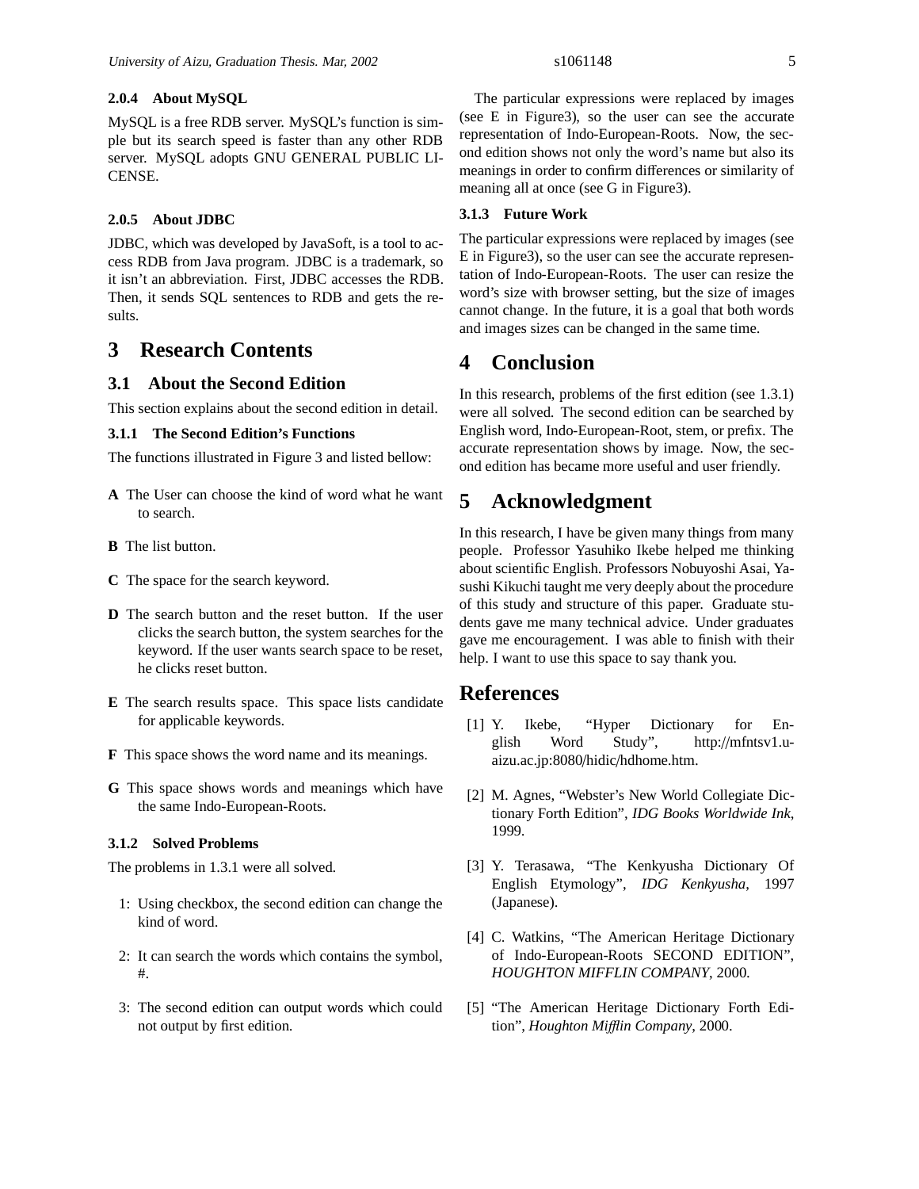#### 2.0.4 About MySQL

MySQL is a free RDB server. MySQL's function is simple but its search speed is faster than any other RDB server. MySQL adopts GNU GENERAL PUBLIC LICENSE.

#### 2.0.5 About JDBC

JDBC, which was developed by JavaSoft, is a tool to access RDB from Java program. JDBC is a trademark, so it isn't an abbreviation. First, JDBC accesses the RDB. Then, it sends SQL sentences to RDB and gets the results.

# 3 Research Contents

## 3.1 About the Second Edition

This section explains about the second edition in detail.

### 3.1.1 The Second Edition's Functions

The functions illustrated in Figure 3 and listed bellow:

**A** The User can choose the kind of word what he want to search.

**B** The list button.

**C** The space for the search keyword.

**D** The search button and the reset button. If the user clicks the search button, the system searches for the keyword. If the user wants search space to be reset, he clicks reset button.

**E** The search results space. This space lists candidate for applicable keywords.

**F** This space shows the word name and its meanings.

**G** This space shows words and meanings which have the same Indo-European-Roots.

### 3.1.2 Solved Problems

The problems in 1.3.1 were all solved.

1: Using checkbox, the second edition can change the kind of word.

2: It can search the words which contains the symbol, #.

3: The second edition can output words which could not output by first edition.

The particular expressions were replaced by images (see E in Figure3), so the user can see the accurate representation of Indo-European-Roots. Now, the second edition shows not only the word's name but also its meanings in order to confirm differences or similarity of meaning all at once (see G in Figure3).

### 3.1.3 Future Work

The particular expressions were replaced by images (see E in Figure3), so the user can see the accurate representation of Indo-European-Roots. The user can resize the word's size with browser setting, but the size of images cannot change. In the future, it is a goal that both words and images sizes can be changed in the same time.

# 4 Conclusion

In this research, problems of the first edition (see 1.3.1) were all solved. The second edition can be searched by English word, Indo-European-Root, stem, or prefix. The accurate representation shows by image. Now, the second edition has became more useful and user friendly.

# 5 Acknowledgment

In this research, I have be given many things from many people. Professor Yasuhiko Ikebe helped me thinking about scientific English. Professors Nobuyoshi Asai, Yasushi Kikuchi taught me very deeply about the procedure of this study and structure of this paper. Graduate students gave me many technical advice. Under graduates gave me encouragement. I was able to finish with their help. I want to use this space to say thank you.

# References

[1] Y. Ikebe, "Hyper Dictionary for English Word Study", http://mfntsv1.u-aizu.ac.jp:8080/hidic/hdhome.htm.

[2] M. Agnes, "Webster's New World Collegiate Dictionary Forth Edition", *IDG Books Worldwide Ink*, 1999.

[3] Y. Terasawa, "The Kenkyusha Dictionary Of English Etymology", *IDG Kenkyusha*, 1997 (Japanese).

[4] C. Watkins, "The American Heritage Dictionary of Indo-European-Roots SECOND EDITION", *HOUGHTON MIFFLIN COMPANY*, 2000.

[5] "The American Heritage Dictionary Forth Edition", *Houghton Mifflin Company*, 2000.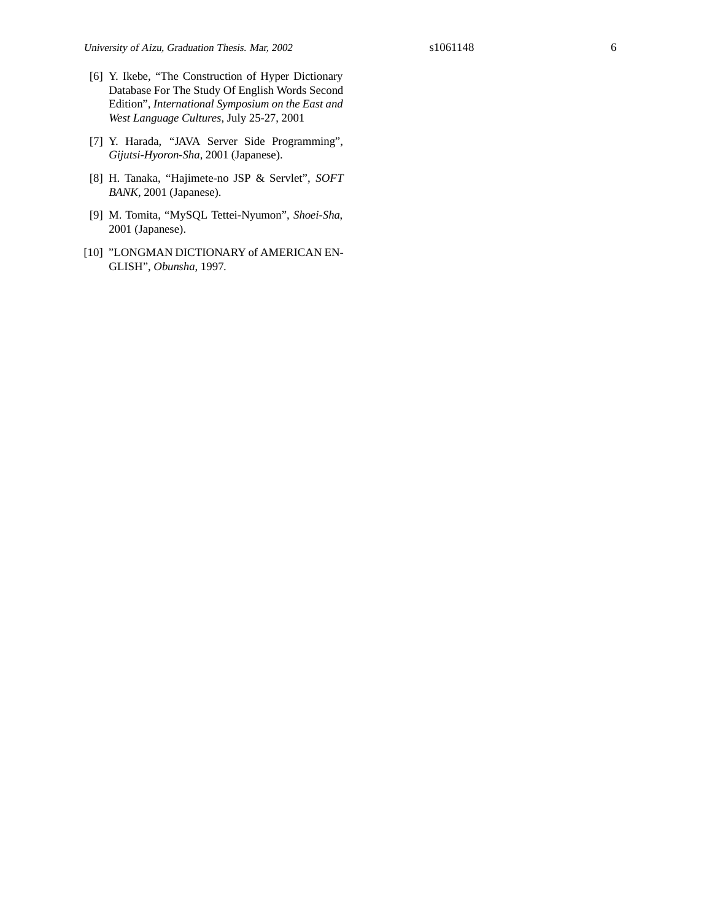[6] Y. Ikebe, “The Construction of Hyper Dictionary Database For The Study Of English Words Second Edition”, *International Symposium on the East and West Language Cultures*, July 25-27, 2001

[7] Y. Harada, “JAVA Server Side Programming”, *Gijutsi-Hyoron-Sha*, 2001 (Japanese).

[8] H. Tanaka, “Hajimete-no JSP & Servlet”, *SOFT BANK*, 2001 (Japanese).

[9] M. Tomita, “MySQL Tettei-Nyumon”, *Shoei-Sha*, 2001 (Japanese).

[10] ”LONGMAN DICTIONARY of AMERICAN ENGLISH”, *Obunsha*, 1997.